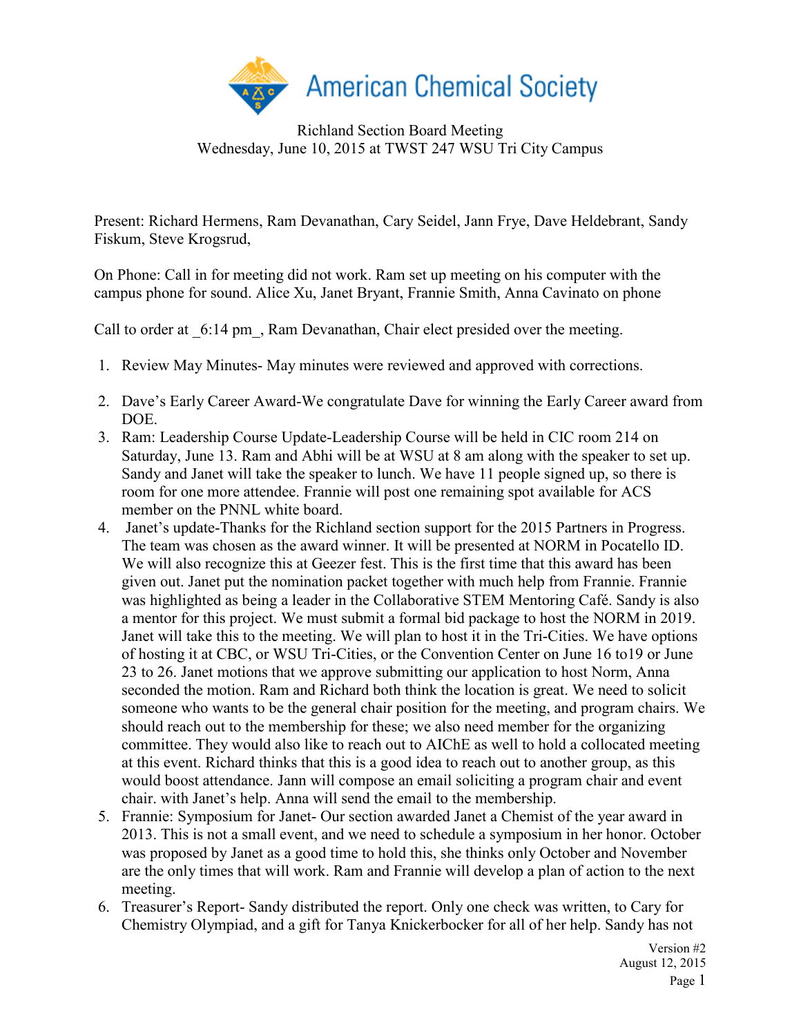American Chemical Society

Richland Section Board Meeting
Wednesday, June 10, 2015 at TWST 247 WSU Tri City Campus

Present: Richard Hermens, Ram Devanathan, Cary Seidel, Jann Frye, Dave Heldebrant, Sandy Fiskum, Steve Krogsrud,

On Phone: Call in for meeting did not work. Ram set up meeting on his computer with the campus phone for sound. Alice Xu, Janet Bryant, Frannie Smith, Anna Cavinato on phone

Call to order at _6:14 pm_, Ram Devanathan, Chair elect presided over the meeting.

1. Review May Minutes- May minutes were reviewed and approved with corrections.
2. Dave's Early Career Award-We congratulate Dave for winning the Early Career award from DOE.
3. Ram: Leadership Course Update-Leadership Course will be held in CIC room 214 on Saturday, June 13. Ram and Abhi will be at WSU at 8 am along with the speaker to set up. Sandy and Janet will take the speaker to lunch. We have 11 people signed up, so there is room for one more attendee. Frannie will post one remaining spot available for ACS member on the PNNL white board.
4. Janet's update-Thanks for the Richland section support for the 2015 Partners in Progress. The team was chosen as the award winner. It will be presented at NORM in Pocatello ID. We will also recognize this at Geezer fest. This is the first time that this award has been given out. Janet put the nomination packet together with much help from Frannie. Frannie was highlighted as being a leader in the Collaborative STEM Mentoring Café. Sandy is also a mentor for this project. We must submit a formal bid package to host the NORM in 2019. Janet will take this to the meeting. We will plan to host it in the Tri-Cities. We have options of hosting it at CBC, or WSU Tri-Cities, or the Convention Center on June 16 to19 or June 23 to 26. Janet motions that we approve submitting our application to host Norm, Anna seconded the motion. Ram and Richard both think the location is great. We need to solicit someone who wants to be the general chair position for the meeting, and program chairs. We should reach out to the membership for these; we also need member for the organizing committee. They would also like to reach out to AIChE as well to hold a collocated meeting at this event. Richard thinks that this is a good idea to reach out to another group, as this would boost attendance. Jann will compose an email soliciting a program chair and event chair. with Janet's help. Anna will send the email to the membership.
5. Frannie: Symposium for Janet- Our section awarded Janet a Chemist of the year award in 2013. This is not a small event, and we need to schedule a symposium in her honor. October was proposed by Janet as a good time to hold this, she thinks only October and November are the only times that will work. Ram and Frannie will develop a plan of action to the next meeting.
6. Treasurer's Report- Sandy distributed the report. Only one check was written, to Cary for Chemistry Olympiad, and a gift for Tanya Knickerbocker for all of her help. Sandy has not

Version #2
August 12, 2015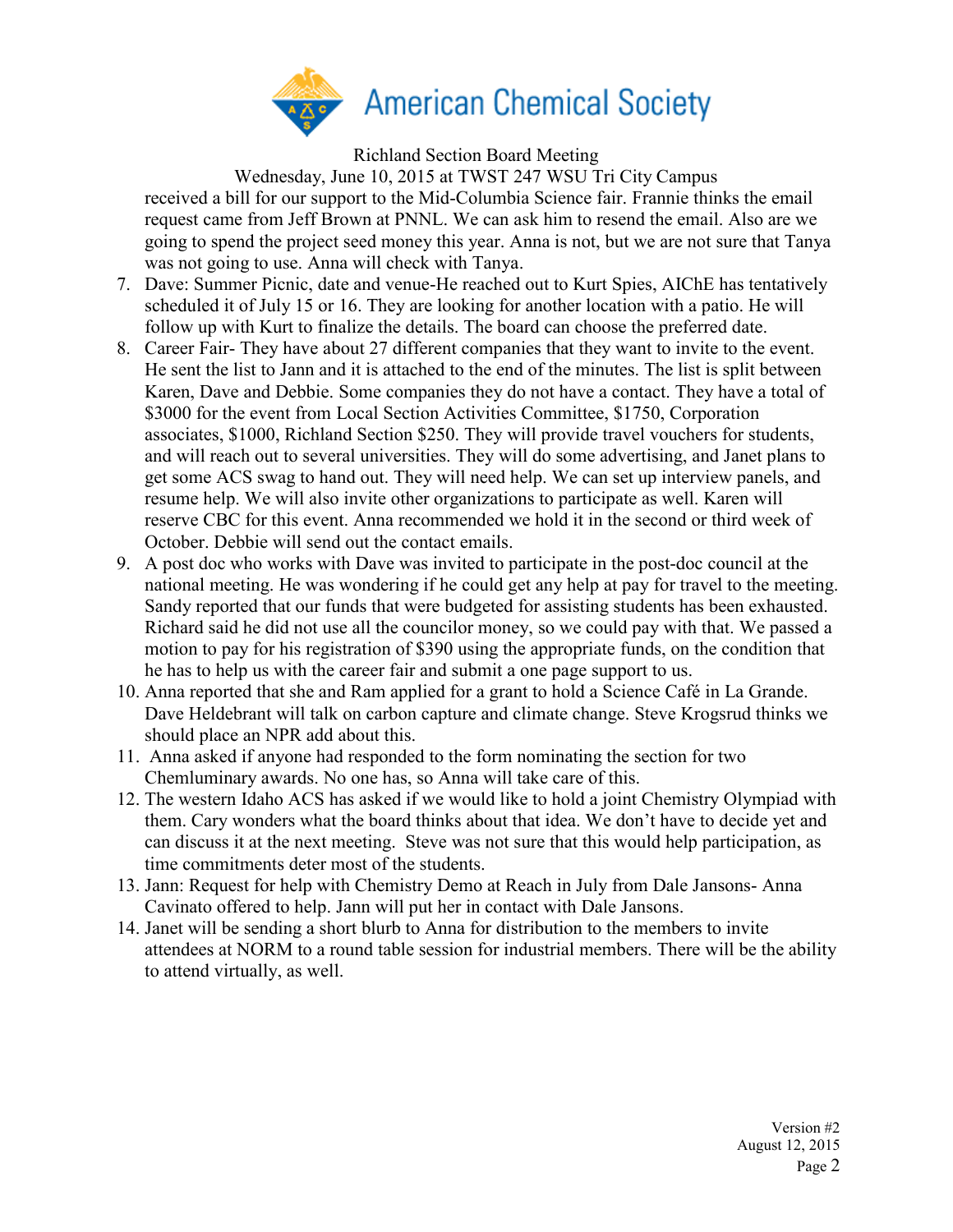received a bill for our support to the Mid-Columbia Science fair. Frannie thinks the email request came from Jeff Brown at PNNL. We can ask him to resend the email. Also are we going to spend the project seed money this year. Anna is not, but we are not sure that Tanya was not going to use. Anna will check with Tanya.

7. Dave: Summer Picnic, date and venue-He reached out to Kurt Spies, AIChE has tentatively scheduled it of July 15 or 16. They are looking for another location with a patio. He will follow up with Kurt to finalize the details. The board can choose the preferred date.
8. Career Fair- They have about 27 different companies that they want to invite to the event. He sent the list to Jann and it is attached to the end of the minutes. The list is split between Karen, Dave and Debbie. Some companies they do not have a contact. They have a total of $3000 for the event from Local Section Activities Committee, $1750, Corporation associates, $1000, Richland Section $250. They will provide travel vouchers for students, and will reach out to several universities. They will do some advertising, and Janet plans to get some ACS swag to hand out. They will need help. We can set up interview panels, and resume help. We will also invite other organizations to participate as well. Karen will reserve CBC for this event. Anna recommended we hold it in the second or third week of October. Debbie will send out the contact emails.
9. A post doc who works with Dave was invited to participate in the post-doc council at the national meeting. He was wondering if he could get any help at pay for travel to the meeting. Sandy reported that our funds that were budgeted for assisting students has been exhausted. Richard said he did not use all the councilor money, so we could pay with that. We passed a motion to pay for his registration of $390 using the appropriate funds, on the condition that he has to help us with the career fair and submit a one page support to us.
10. Anna reported that she and Ram applied for a grant to hold a Science Café in La Grande. Dave Heldebrant will talk on carbon capture and climate change. Steve Krogsrud thinks we should place an NPR add about this.
11. Anna asked if anyone had responded to the form nominating the section for two Chemluminary awards. No one has, so Anna will take care of this.
12. The western Idaho ACS has asked if we would like to hold a joint Chemistry Olympiad with them. Cary wonders what the board thinks about that idea. We don't have to decide yet and can discuss it at the next meeting. Steve was not sure that this would help participation, as time commitments deter most of the students.
13. Jann: Request for help with Chemistry Demo at Reach in July from Dale Jansons- Anna Cavinato offered to help. Jann will put her in contact with Dale Jansons.
14. Janet will be sending a short blurb to Anna for distribution to the members to invite attendees at NORM to a round table session for industrial members. There will be the ability to attend virtually, as well.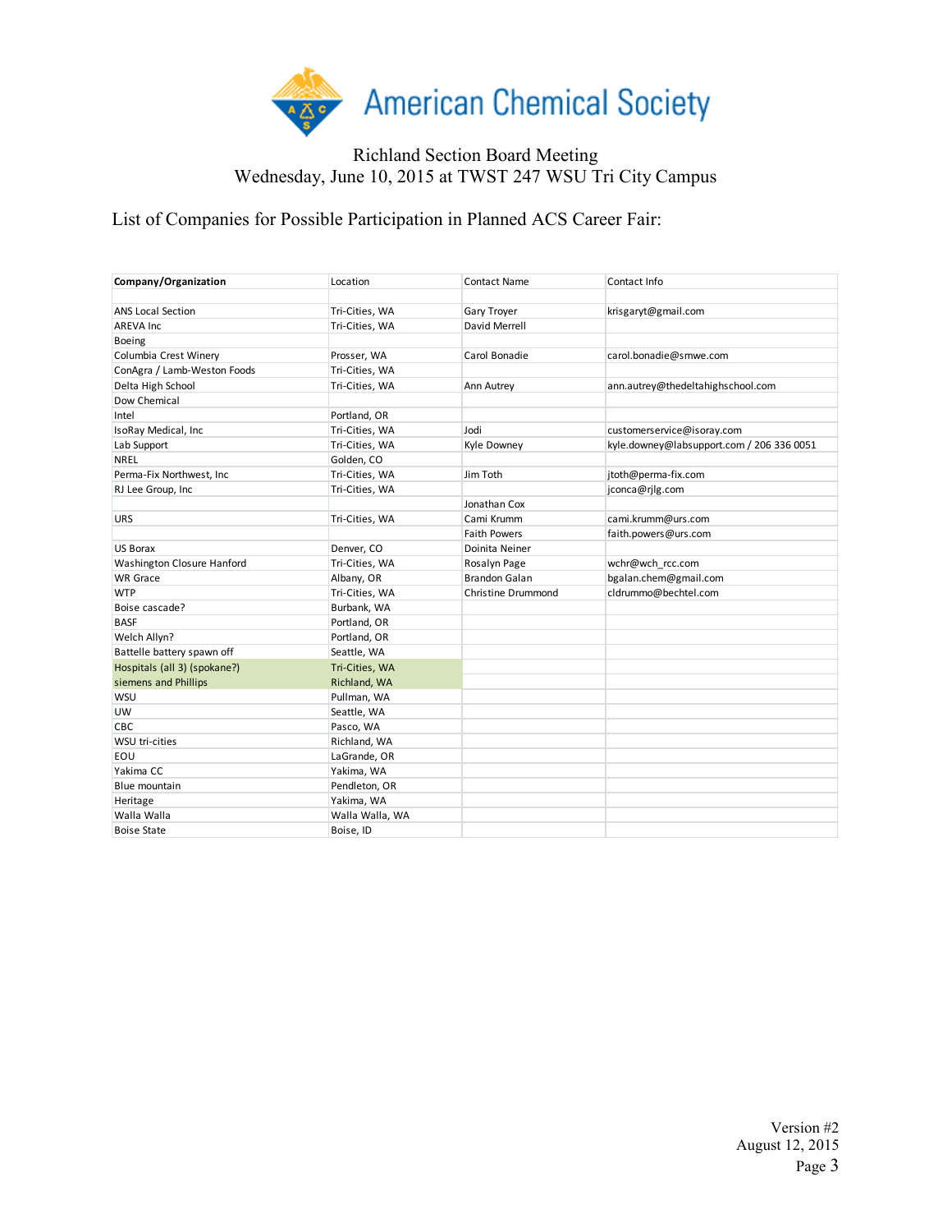# American Chemical Society

Richland Section Board Meeting
Wednesday, June 10, 2015 at TWST 247 WSU Tri City Campus

List of Companies for Possible Participation in Planned ACS Career Fair:

| **Company/Organization** | Location | Contact Name | Contact Info |
|---|---|---|---|
| | | | |
| ANS Local Section | Tri-Cities, WA | Gary Troyer | krisgaryt@gmail.com |
| AREVA Inc | Tri-Cities, WA | David Merrell | |
| Boeing | | | |
| Columbia Crest Winery | Prosser, WA | Carol Bonadie | carol.bonadie@smwe.com |
| ConAgra / Lamb-Weston Foods | Tri-Cities, WA | | |
| Delta High School | Tri-Cities, WA | Ann Autrey | ann.autrey@thedeltahighschool.com |
| Dow Chemical | | | |
| Intel | Portland, OR | | |
| IsoRay Medical, Inc | Tri-Cities, WA | Jodi | customerservice@isoray.com |
| Lab Support | Tri-Cities, WA | Kyle Downey | kyle.downey@labsupport.com / 206 336 0051 |
| NREL | Golden, CO | | |
| Perma-Fix Northwest, Inc | Tri-Cities, WA | Jim Toth | jtoth@perma-fix.com |
| RJ Lee Group, Inc | Tri-Cities, WA | | jconca@rjlg.com |
| | | Jonathan Cox | |
| URS | Tri-Cities, WA | Cami Krumm | cami.krumm@urs.com |
| | | Faith Powers | faith.powers@urs.com |
| US Borax | Denver, CO | Doinita Neiner | |
| Washington Closure Hanford | Tri-Cities, WA | Rosalyn Page | wchr@wch_rcc.com |
| WR Grace | Albany, OR | Brandon Galan | bgalan.chem@gmail.com |
| WTP | Tri-Cities, WA | Christine Drummond | cldrummo@bechtel.com |
| Boise cascade? | Burbank, WA | | |
| BASF | Portland, OR | | |
| Welch Allyn? | Portland, OR | | |
| Battelle battery spawn off | Seattle, WA | | |
| Hospitals (all 3) (spokane?) | Tri-Cities, WA | | |
| siemens and Phillips | Richland, WA | | |
| WSU | Pullman, WA | | |
| UW | Seattle, WA | | |
| CBC | Pasco, WA | | |
| WSU tri-cities | Richland, WA | | |
| EOU | LaGrande, OR | | |
| Yakima CC | Yakima, WA | | |
| Blue mountain | Pendleton, OR | | |
| Heritage | Yakima, WA | | |
| Walla Walla | Walla Walla, WA | | |
| Boise State | Boise, ID | | |

Version #2
August 12, 2015